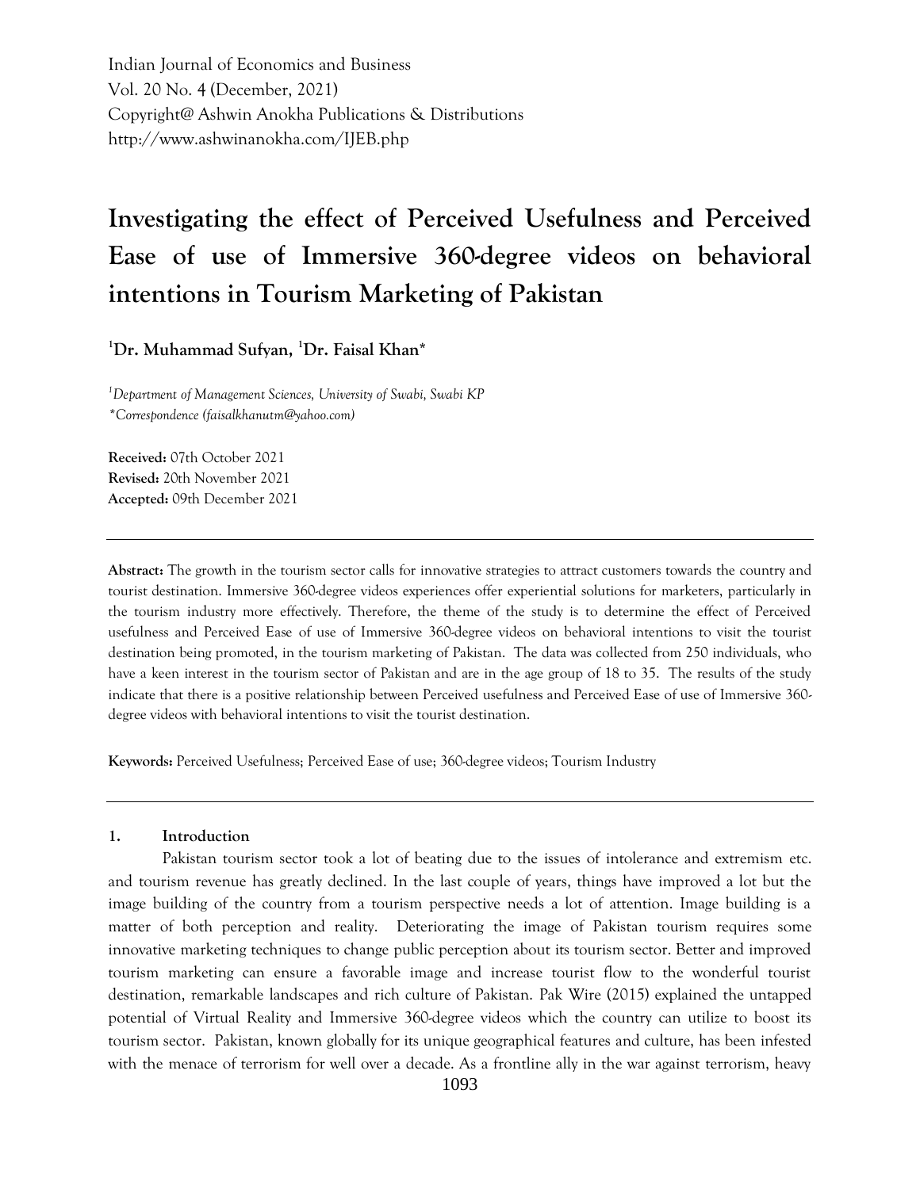Indian Journal of Economics and Business
Vol. 20 No. 4 (December, 2021)
Copyright@ Ashwin Anokha Publications & Distributions
http://www.ashwinanokha.com/IJEB.php

# Investigating the effect of Perceived Usefulness and Perceived Ease of use of Immersive 360-degree videos on behavioral intentions in Tourism Marketing of Pakistan

**[1]Dr. Muhammad Sufyan, [1]Dr. Faisal Khan***

*[1]Department of Management Sciences, University of Swabi, Swabi KP*
*\*Correspondence (faisalkhanutm@yahoo.com)*

**Received:** 07th October 2021
**Revised:** 20th November 2021
**Accepted:** 09th December 2021

---

**Abstract:** The growth in the tourism sector calls for innovative strategies to attract customers towards the country and tourist destination. Immersive 360-degree videos experiences offer experiential solutions for marketers, particularly in the tourism industry more effectively. Therefore, the theme of the study is to determine the effect of Perceived usefulness and Perceived Ease of use of Immersive 360-degree videos on behavioral intentions to visit the tourist destination being promoted, in the tourism marketing of Pakistan. The data was collected from 250 individuals, who have a keen interest in the tourism sector of Pakistan and are in the age group of 18 to 35. The results of the study indicate that there is a positive relationship between Perceived usefulness and Perceived Ease of use of Immersive 360-degree videos with behavioral intentions to visit the tourist destination.

**Keywords:** Perceived Usefulness; Perceived Ease of use; 360-degree videos; Tourism Industry

---

## 1. Introduction

Pakistan tourism sector took a lot of beating due to the issues of intolerance and extremism etc. and tourism revenue has greatly declined. In the last couple of years, things have improved a lot but the image building of the country from a tourism perspective needs a lot of attention. Image building is a matter of both perception and reality. Deteriorating the image of Pakistan tourism requires some innovative marketing techniques to change public perception about its tourism sector. Better and improved tourism marketing can ensure a favorable image and increase tourist flow to the wonderful tourist destination, remarkable landscapes and rich culture of Pakistan. Pak Wire (2015) explained the untapped potential of Virtual Reality and Immersive 360-degree videos which the country can utilize to boost its tourism sector. Pakistan, known globally for its unique geographical features and culture, has been infested with the menace of terrorism for well over a decade. As a frontline ally in the war against terrorism, heavy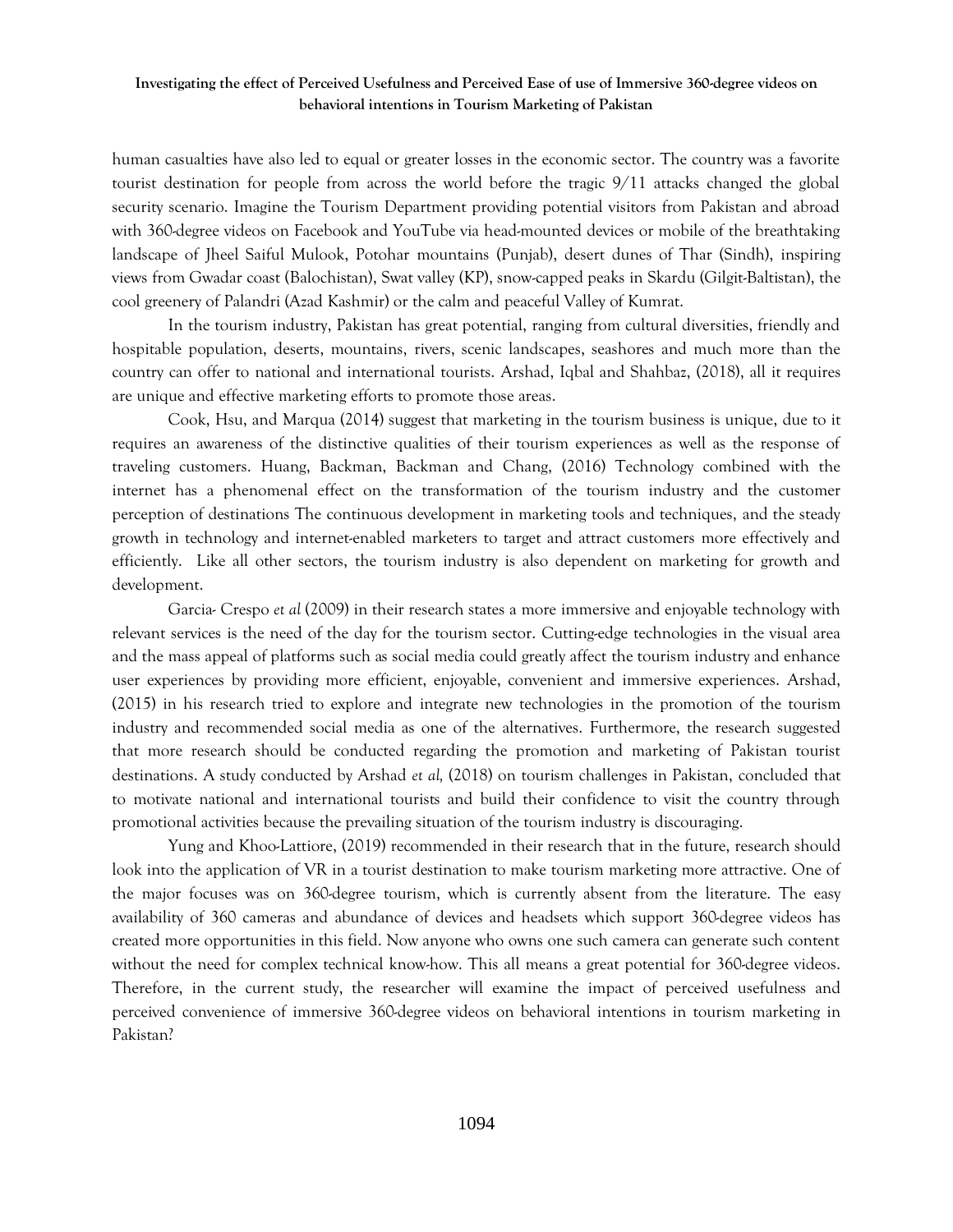human casualties have also led to equal or greater losses in the economic sector. The country was a favorite tourist destination for people from across the world before the tragic 9/11 attacks changed the global security scenario. Imagine the Tourism Department providing potential visitors from Pakistan and abroad with 360-degree videos on Facebook and YouTube via head-mounted devices or mobile of the breathtaking landscape of Jheel Saiful Mulook, Potohar mountains (Punjab), desert dunes of Thar (Sindh), inspiring views from Gwadar coast (Balochistan), Swat valley (KP), snow-capped peaks in Skardu (Gilgit-Baltistan), the cool greenery of Palandri (Azad Kashmir) or the calm and peaceful Valley of Kumrat.

In the tourism industry, Pakistan has great potential, ranging from cultural diversities, friendly and hospitable population, deserts, mountains, rivers, scenic landscapes, seashores and much more than the country can offer to national and international tourists. Arshad, Iqbal and Shahbaz, (2018), all it requires are unique and effective marketing efforts to promote those areas.

Cook, Hsu, and Marqua (2014) suggest that marketing in the tourism business is unique, due to it requires an awareness of the distinctive qualities of their tourism experiences as well as the response of traveling customers. Huang, Backman, Backman and Chang, (2016) Technology combined with the internet has a phenomenal effect on the transformation of the tourism industry and the customer perception of destinations The continuous development in marketing tools and techniques, and the steady growth in technology and internet-enabled marketers to target and attract customers more effectively and efficiently. Like all other sectors, the tourism industry is also dependent on marketing for growth and development.

Garcia- Crespo *et al* (2009) in their research states a more immersive and enjoyable technology with relevant services is the need of the day for the tourism sector. Cutting-edge technologies in the visual area and the mass appeal of platforms such as social media could greatly affect the tourism industry and enhance user experiences by providing more efficient, enjoyable, convenient and immersive experiences. Arshad, (2015) in his research tried to explore and integrate new technologies in the promotion of the tourism industry and recommended social media as one of the alternatives. Furthermore, the research suggested that more research should be conducted regarding the promotion and marketing of Pakistan tourist destinations. A study conducted by Arshad *et al*, (2018) on tourism challenges in Pakistan, concluded that to motivate national and international tourists and build their confidence to visit the country through promotional activities because the prevailing situation of the tourism industry is discouraging.

Yung and Khoo-Lattiore, (2019) recommended in their research that in the future, research should look into the application of VR in a tourist destination to make tourism marketing more attractive. One of the major focuses was on 360-degree tourism, which is currently absent from the literature. The easy availability of 360 cameras and abundance of devices and headsets which support 360-degree videos has created more opportunities in this field. Now anyone who owns one such camera can generate such content without the need for complex technical know-how. This all means a great potential for 360-degree videos. Therefore, in the current study, the researcher will examine the impact of perceived usefulness and perceived convenience of immersive 360-degree videos on behavioral intentions in tourism marketing in Pakistan?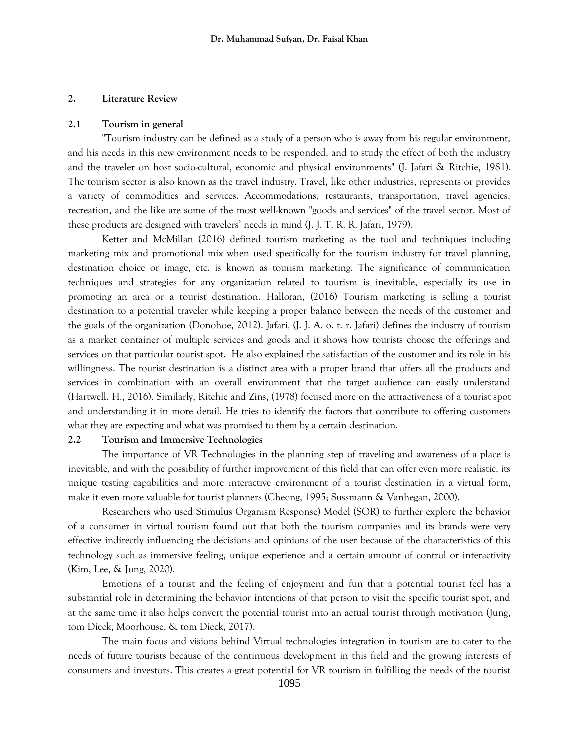## 2. Literature Review

### 2.1 Tourism in general

"Tourism industry can be defined as a study of a person who is away from his regular environment, and his needs in this new environment needs to be responded, and to study the effect of both the industry and the traveler on host socio-cultural, economic and physical environments" (J. Jafari & Ritchie, 1981). The tourism sector is also known as the travel industry. Travel, like other industries, represents or provides a variety of commodities and services. Accommodations, restaurants, transportation, travel agencies, recreation, and the like are some of the most well-known "goods and services" of the travel sector. Most of these products are designed with travelers' needs in mind (J. J. T. R. R. Jafari, 1979).

Ketter and McMillan (2016) defined tourism marketing as the tool and techniques including marketing mix and promotional mix when used specifically for the tourism industry for travel planning, destination choice or image, etc. is known as tourism marketing. The significance of communication techniques and strategies for any organization related to tourism is inevitable, especially its use in promoting an area or a tourist destination. Halloran, (2016) Tourism marketing is selling a tourist destination to a potential traveler while keeping a proper balance between the needs of the customer and the goals of the organization (Donohoe, 2012). Jafari, (J. J. A. o. t. r. Jafari) defines the industry of tourism as a market container of multiple services and goods and it shows how tourists choose the offerings and services on that particular tourist spot. He also explained the satisfaction of the customer and its role in his willingness. The tourist destination is a distinct area with a proper brand that offers all the products and services in combination with an overall environment that the target audience can easily understand (Hartwell. H., 2016). Similarly, Ritchie and Zins, (1978) focused more on the attractiveness of a tourist spot and understanding it in more detail. He tries to identify the factors that contribute to offering customers what they are expecting and what was promised to them by a certain destination.

### 2.2 Tourism and Immersive Technologies

The importance of VR Technologies in the planning step of traveling and awareness of a place is inevitable, and with the possibility of further improvement of this field that can offer even more realistic, its unique testing capabilities and more interactive environment of a tourist destination in a virtual form, make it even more valuable for tourist planners (Cheong, 1995; Sussmann & Vanhegan, 2000).

Researchers who used Stimulus Organism Response) Model (SOR) to further explore the behavior of a consumer in virtual tourism found out that both the tourism companies and its brands were very effective indirectly influencing the decisions and opinions of the user because of the characteristics of this technology such as immersive feeling, unique experience and a certain amount of control or interactivity (Kim, Lee, & Jung, 2020).

Emotions of a tourist and the feeling of enjoyment and fun that a potential tourist feel has a substantial role in determining the behavior intentions of that person to visit the specific tourist spot, and at the same time it also helps convert the potential tourist into an actual tourist through motivation (Jung, tom Dieck, Moorhouse, & tom Dieck, 2017).

The main focus and visions behind Virtual technologies integration in tourism are to cater to the needs of future tourists because of the continuous development in this field and the growing interests of consumers and investors. This creates a great potential for VR tourism in fulfilling the needs of the tourist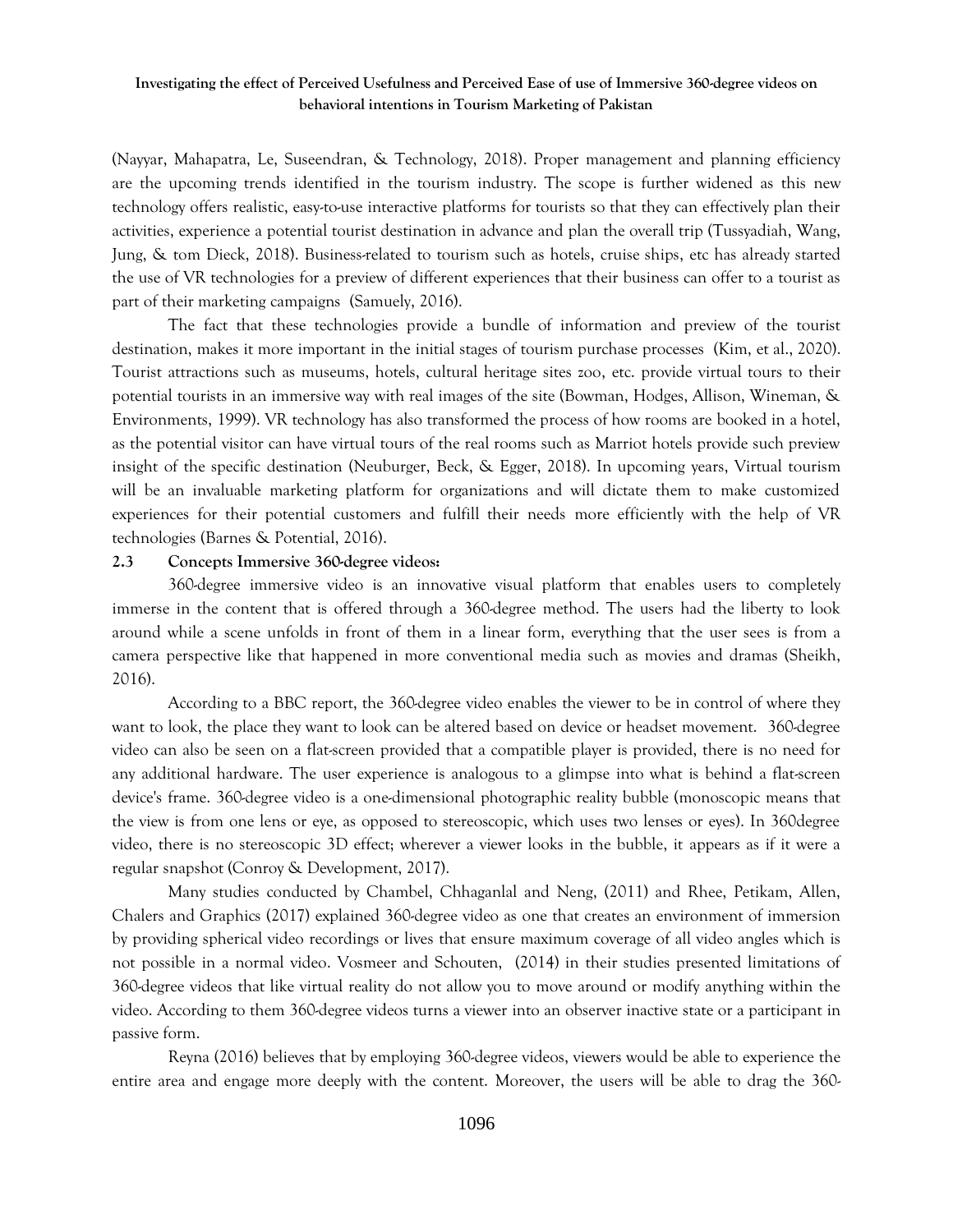(Nayyar, Mahapatra, Le, Suseendran, & Technology, 2018). Proper management and planning efficiency are the upcoming trends identified in the tourism industry. The scope is further widened as this new technology offers realistic, easy-to-use interactive platforms for tourists so that they can effectively plan their activities, experience a potential tourist destination in advance and plan the overall trip (Tussyadiah, Wang, Jung, & tom Dieck, 2018). Business-related to tourism such as hotels, cruise ships, etc has already started the use of VR technologies for a preview of different experiences that their business can offer to a tourist as part of their marketing campaigns (Samuely, 2016).

The fact that these technologies provide a bundle of information and preview of the tourist destination, makes it more important in the initial stages of tourism purchase processes (Kim, et al., 2020). Tourist attractions such as museums, hotels, cultural heritage sites zoo, etc. provide virtual tours to their potential tourists in an immersive way with real images of the site (Bowman, Hodges, Allison, Wineman, & Environments, 1999). VR technology has also transformed the process of how rooms are booked in a hotel, as the potential visitor can have virtual tours of the real rooms such as Marriot hotels provide such preview insight of the specific destination (Neuburger, Beck, & Egger, 2018). In upcoming years, Virtual tourism will be an invaluable marketing platform for organizations and will dictate them to make customized experiences for their potential customers and fulfill their needs more efficiently with the help of VR technologies (Barnes & Potential, 2016).

### 2.3 Concepts Immersive 360-degree videos:

360-degree immersive video is an innovative visual platform that enables users to completely immerse in the content that is offered through a 360-degree method. The users had the liberty to look around while a scene unfolds in front of them in a linear form, everything that the user sees is from a camera perspective like that happened in more conventional media such as movies and dramas (Sheikh, 2016).

According to a BBC report, the 360-degree video enables the viewer to be in control of where they want to look, the place they want to look can be altered based on device or headset movement. 360-degree video can also be seen on a flat-screen provided that a compatible player is provided, there is no need for any additional hardware. The user experience is analogous to a glimpse into what is behind a flat-screen device's frame. 360-degree video is a one-dimensional photographic reality bubble (monoscopic means that the view is from one lens or eye, as opposed to stereoscopic, which uses two lenses or eyes). In 360degree video, there is no stereoscopic 3D effect; wherever a viewer looks in the bubble, it appears as if it were a regular snapshot (Conroy & Development, 2017).

Many studies conducted by Chambel, Chhaganlal and Neng, (2011) and Rhee, Petikam, Allen, Chalers and Graphics (2017) explained 360-degree video as one that creates an environment of immersion by providing spherical video recordings or lives that ensure maximum coverage of all video angles which is not possible in a normal video. Vosmeer and Schouten, (2014) in their studies presented limitations of 360-degree videos that like virtual reality do not allow you to move around or modify anything within the video. According to them 360-degree videos turns a viewer into an observer inactive state or a participant in passive form.

Reyna (2016) believes that by employing 360-degree videos, viewers would be able to experience the entire area and engage more deeply with the content. Moreover, the users will be able to drag the 360-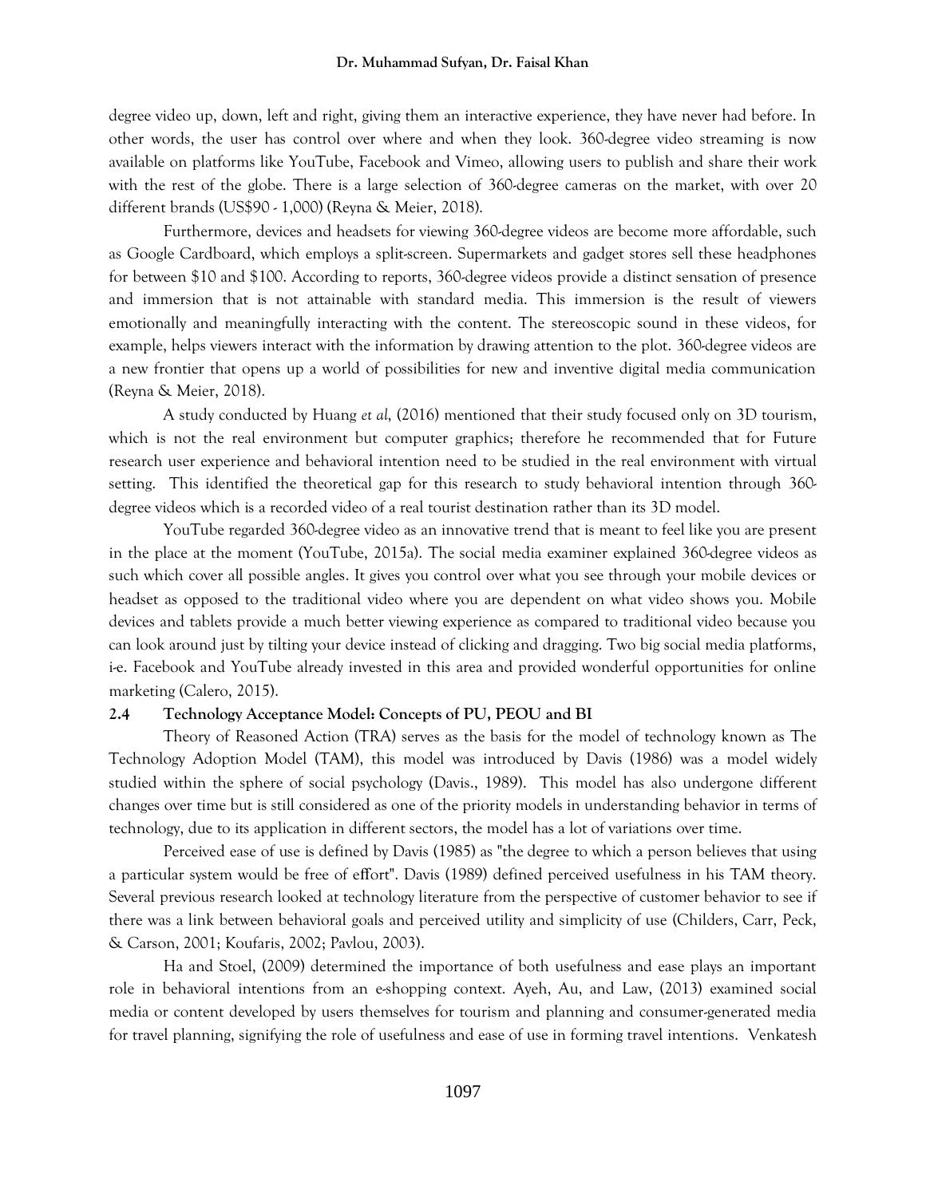degree video up, down, left and right, giving them an interactive experience, they have never had before. In other words, the user has control over where and when they look. 360-degree video streaming is now available on platforms like YouTube, Facebook and Vimeo, allowing users to publish and share their work with the rest of the globe. There is a large selection of 360-degree cameras on the market, with over 20 different brands (US$90 - 1,000) (Reyna & Meier, 2018).

Furthermore, devices and headsets for viewing 360-degree videos are become more affordable, such as Google Cardboard, which employs a split-screen. Supermarkets and gadget stores sell these headphones for between $10 and $100. According to reports, 360-degree videos provide a distinct sensation of presence and immersion that is not attainable with standard media. This immersion is the result of viewers emotionally and meaningfully interacting with the content. The stereoscopic sound in these videos, for example, helps viewers interact with the information by drawing attention to the plot. 360-degree videos are a new frontier that opens up a world of possibilities for new and inventive digital media communication (Reyna & Meier, 2018).

A study conducted by Huang *et al*, (2016) mentioned that their study focused only on 3D tourism, which is not the real environment but computer graphics; therefore he recommended that for Future research user experience and behavioral intention need to be studied in the real environment with virtual setting. This identified the theoretical gap for this research to study behavioral intention through 360-degree videos which is a recorded video of a real tourist destination rather than its 3D model.

YouTube regarded 360-degree video as an innovative trend that is meant to feel like you are present in the place at the moment (YouTube, 2015a). The social media examiner explained 360-degree videos as such which cover all possible angles. It gives you control over what you see through your mobile devices or headset as opposed to the traditional video where you are dependent on what video shows you. Mobile devices and tablets provide a much better viewing experience as compared to traditional video because you can look around just by tilting your device instead of clicking and dragging. Two big social media platforms, i-e. Facebook and YouTube already invested in this area and provided wonderful opportunities for online marketing (Calero, 2015).

## 2.4 Technology Acceptance Model: Concepts of PU, PEOU and BI

Theory of Reasoned Action (TRA) serves as the basis for the model of technology known as The Technology Adoption Model (TAM), this model was introduced by Davis (1986) was a model widely studied within the sphere of social psychology (Davis., 1989). This model has also undergone different changes over time but is still considered as one of the priority models in understanding behavior in terms of technology, due to its application in different sectors, the model has a lot of variations over time.

Perceived ease of use is defined by Davis (1985) as "the degree to which a person believes that using a particular system would be free of effort". Davis (1989) defined perceived usefulness in his TAM theory. Several previous research looked at technology literature from the perspective of customer behavior to see if there was a link between behavioral goals and perceived utility and simplicity of use (Childers, Carr, Peck, & Carson, 2001; Koufaris, 2002; Pavlou, 2003).

Ha and Stoel, (2009) determined the importance of both usefulness and ease plays an important role in behavioral intentions from an e-shopping context. Ayeh, Au, and Law, (2013) examined social media or content developed by users themselves for tourism and planning and consumer-generated media for travel planning, signifying the role of usefulness and ease of use in forming travel intentions. Venkatesh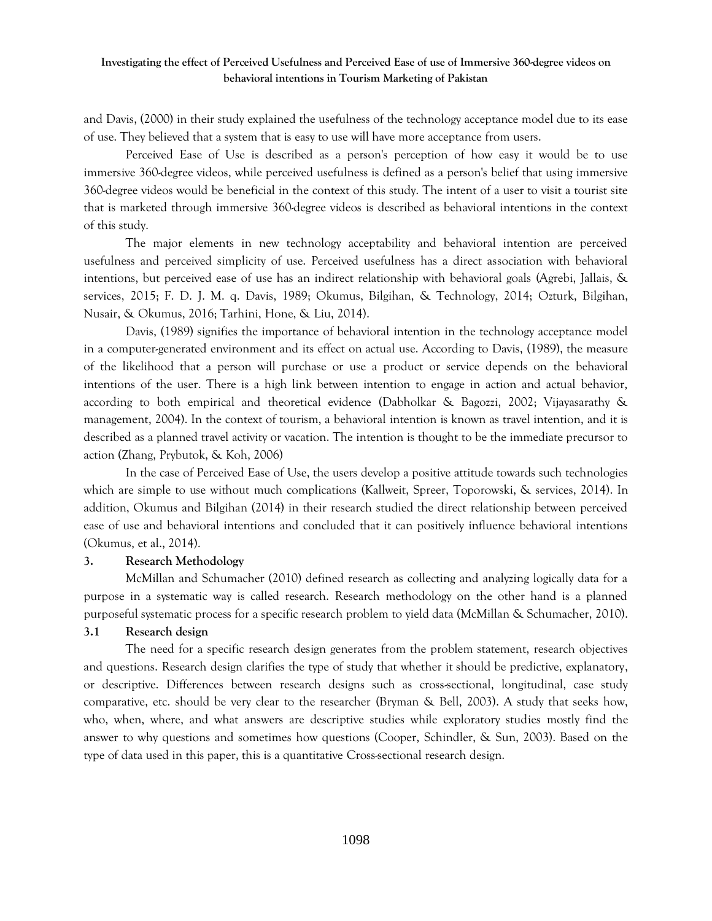and Davis, (2000) in their study explained the usefulness of the technology acceptance model due to its ease of use. They believed that a system that is easy to use will have more acceptance from users.

Perceived Ease of Use is described as a person's perception of how easy it would be to use immersive 360-degree videos, while perceived usefulness is defined as a person's belief that using immersive 360-degree videos would be beneficial in the context of this study. The intent of a user to visit a tourist site that is marketed through immersive 360-degree videos is described as behavioral intentions in the context of this study.

The major elements in new technology acceptability and behavioral intention are perceived usefulness and perceived simplicity of use. Perceived usefulness has a direct association with behavioral intentions, but perceived ease of use has an indirect relationship with behavioral goals (Agrebi, Jallais, & services, 2015; F. D. J. M. q. Davis, 1989; Okumus, Bilgihan, & Technology, 2014; Ozturk, Bilgihan, Nusair, & Okumus, 2016; Tarhini, Hone, & Liu, 2014).

Davis, (1989) signifies the importance of behavioral intention in the technology acceptance model in a computer-generated environment and its effect on actual use. According to Davis, (1989), the measure of the likelihood that a person will purchase or use a product or service depends on the behavioral intentions of the user. There is a high link between intention to engage in action and actual behavior, according to both empirical and theoretical evidence (Dabholkar & Bagozzi, 2002; Vijayasarathy & management, 2004). In the context of tourism, a behavioral intention is known as travel intention, and it is described as a planned travel activity or vacation. The intention is thought to be the immediate precursor to action (Zhang, Prybutok, & Koh, 2006)

In the case of Perceived Ease of Use, the users develop a positive attitude towards such technologies which are simple to use without much complications (Kallweit, Spreer, Toporowski, & services, 2014). In addition, Okumus and Bilgihan (2014) in their research studied the direct relationship between perceived ease of use and behavioral intentions and concluded that it can positively influence behavioral intentions (Okumus, et al., 2014).

## 3. Research Methodology

McMillan and Schumacher (2010) defined research as collecting and analyzing logically data for a purpose in a systematic way is called research. Research methodology on the other hand is a planned purposeful systematic process for a specific research problem to yield data (McMillan & Schumacher, 2010).

### 3.1 Research design

The need for a specific research design generates from the problem statement, research objectives and questions. Research design clarifies the type of study that whether it should be predictive, explanatory, or descriptive. Differences between research designs such as cross-sectional, longitudinal, case study comparative, etc. should be very clear to the researcher (Bryman & Bell, 2003). A study that seeks how, who, when, where, and what answers are descriptive studies while exploratory studies mostly find the answer to why questions and sometimes how questions (Cooper, Schindler, & Sun, 2003). Based on the type of data used in this paper, this is a quantitative Cross-sectional research design.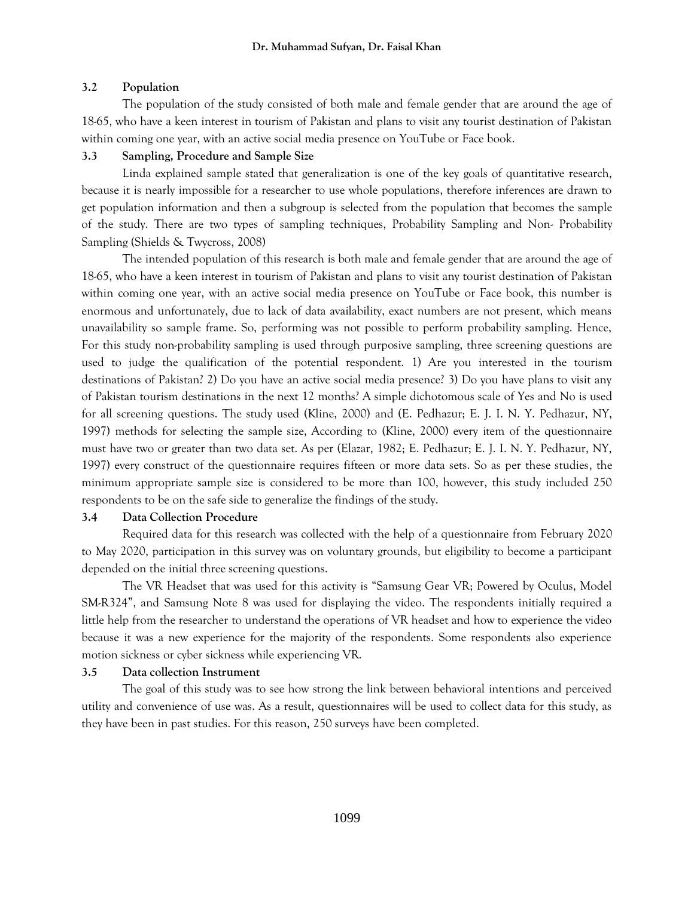### 3.2 Population

The population of the study consisted of both male and female gender that are around the age of 18-65, who have a keen interest in tourism of Pakistan and plans to visit any tourist destination of Pakistan within coming one year, with an active social media presence on YouTube or Face book.

### 3.3 Sampling, Procedure and Sample Size

Linda explained sample stated that generalization is one of the key goals of quantitative research, because it is nearly impossible for a researcher to use whole populations, therefore inferences are drawn to get population information and then a subgroup is selected from the population that becomes the sample of the study. There are two types of sampling techniques, Probability Sampling and Non- Probability Sampling (Shields & Twycross, 2008)

The intended population of this research is both male and female gender that are around the age of 18-65, who have a keen interest in tourism of Pakistan and plans to visit any tourist destination of Pakistan within coming one year, with an active social media presence on YouTube or Face book, this number is enormous and unfortunately, due to lack of data availability, exact numbers are not present, which means unavailability so sample frame. So, performing was not possible to perform probability sampling. Hence, For this study non-probability sampling is used through purposive sampling, three screening questions are used to judge the qualification of the potential respondent. 1) Are you interested in the tourism destinations of Pakistan? 2) Do you have an active social media presence? 3) Do you have plans to visit any of Pakistan tourism destinations in the next 12 months? A simple dichotomous scale of Yes and No is used for all screening questions. The study used (Kline, 2000) and (E. Pedhazur; E. J. I. N. Y. Pedhazur, NY, 1997) methods for selecting the sample size, According to (Kline, 2000) every item of the questionnaire must have two or greater than two data set. As per (Elazar, 1982; E. Pedhazur; E. J. I. N. Y. Pedhazur, NY, 1997) every construct of the questionnaire requires fifteen or more data sets. So as per these studies, the minimum appropriate sample size is considered to be more than 100, however, this study included 250 respondents to be on the safe side to generalize the findings of the study.

### 3.4 Data Collection Procedure

Required data for this research was collected with the help of a questionnaire from February 2020 to May 2020, participation in this survey was on voluntary grounds, but eligibility to become a participant depended on the initial three screening questions.

The VR Headset that was used for this activity is "Samsung Gear VR; Powered by Oculus, Model SM-R324", and Samsung Note 8 was used for displaying the video. The respondents initially required a little help from the researcher to understand the operations of VR headset and how to experience the video because it was a new experience for the majority of the respondents. Some respondents also experience motion sickness or cyber sickness while experiencing VR.

### 3.5 Data collection Instrument

The goal of this study was to see how strong the link between behavioral intentions and perceived utility and convenience of use was. As a result, questionnaires will be used to collect data for this study, as they have been in past studies. For this reason, 250 surveys have been completed.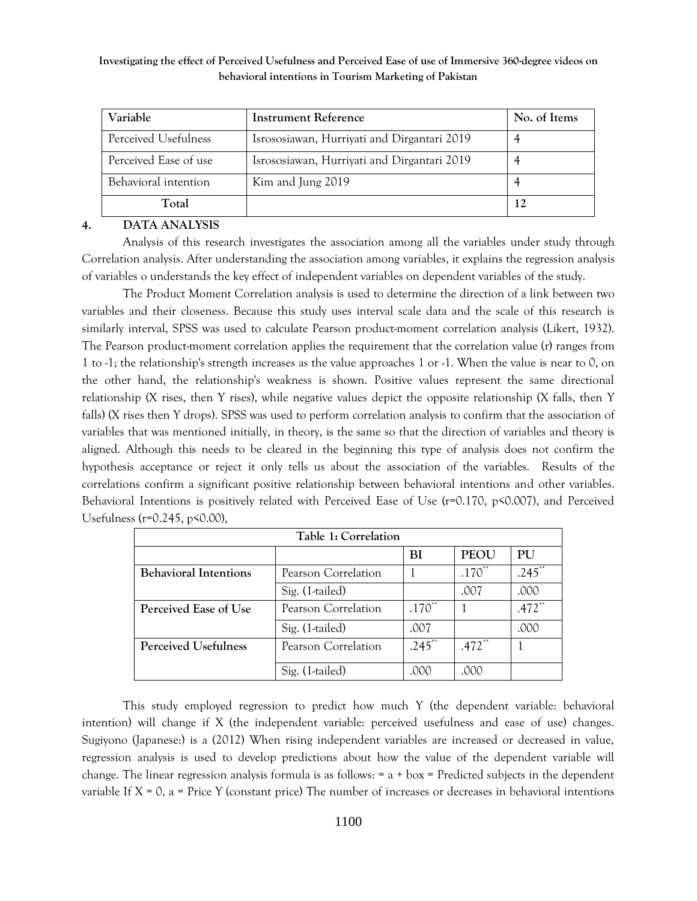| Variable | Instrument Reference | No. of Items |
|---|---|---|
| Perceived Usefulness | Isrososiawan, Hurriyati and Dirgantari 2019 | 4 |
| Perceived Ease of use | Isrososiawan, Hurriyati and Dirgantari 2019 | 4 |
| Behavioral intention | Kim and Jung 2019 | 4 |
| **Total** | | 12 |

## 4. DATA ANALYSIS

Analysis of this research investigates the association among all the variables under study through Correlation analysis. After understanding the association among variables, it explains the regression analysis of variables o understands the key effect of independent variables on dependent variables of the study.

The Product Moment Correlation analysis is used to determine the direction of a link between two variables and their closeness. Because this study uses interval scale data and the scale of this research is similarly interval, SPSS was used to calculate Pearson product-moment correlation analysis (Likert, 1932). The Pearson product-moment correlation applies the requirement that the correlation value (r) ranges from 1 to -1; the relationship's strength increases as the value approaches 1 or -1. When the value is near to 0, on the other hand, the relationship's weakness is shown. Positive values represent the same directional relationship (X rises, then Y rises), while negative values depict the opposite relationship (X falls, then Y falls) (X rises then Y drops). SPSS was used to perform correlation analysis to confirm that the association of variables that was mentioned initially, in theory, is the same so that the direction of variables and theory is aligned. Although this needs to be cleared in the beginning this type of analysis does not confirm the hypothesis acceptance or reject it only tells us about the association of the variables. Results of the correlations confirm a significant positive relationship between behavioral intentions and other variables. Behavioral Intentions is positively related with Perceived Ease of Use ($r=0.170$, $p<0.007$), and Perceived Usefulness ($r=0.245$, $p<0.00$),

**Table 1: Correlation**

| | | BI | PEOU | PU |
|---|---|---|---|---|
| **Behavioral Intentions** | Pearson Correlation | 1 | .170** | .245** |
| | Sig. (1-tailed) | | .007 | .000 |
| **Perceived Ease of Use** | Pearson Correlation | .170** | 1 | .472** |
| | Sig. (1-tailed) | .007 | | .000 |
| **Perceived Usefulness** | Pearson Correlation | .245** | .472** | 1 |
| | Sig. (1-tailed) | .000 | .000 | |

This study employed regression to predict how much Y (the dependent variable: behavioral intention) will change if X (the independent variable: perceived usefulness and ease of use) changes. Sugiyono (Japanese:) is a (2012) When rising independent variables are increased or decreased in value, regression analysis is used to develop predictions about how the value of the dependent variable will change. The linear regression analysis formula is as follows: = a + box = Predicted subjects in the dependent variable If X = 0, a = Price Y (constant price) The number of increases or decreases in behavioral intentions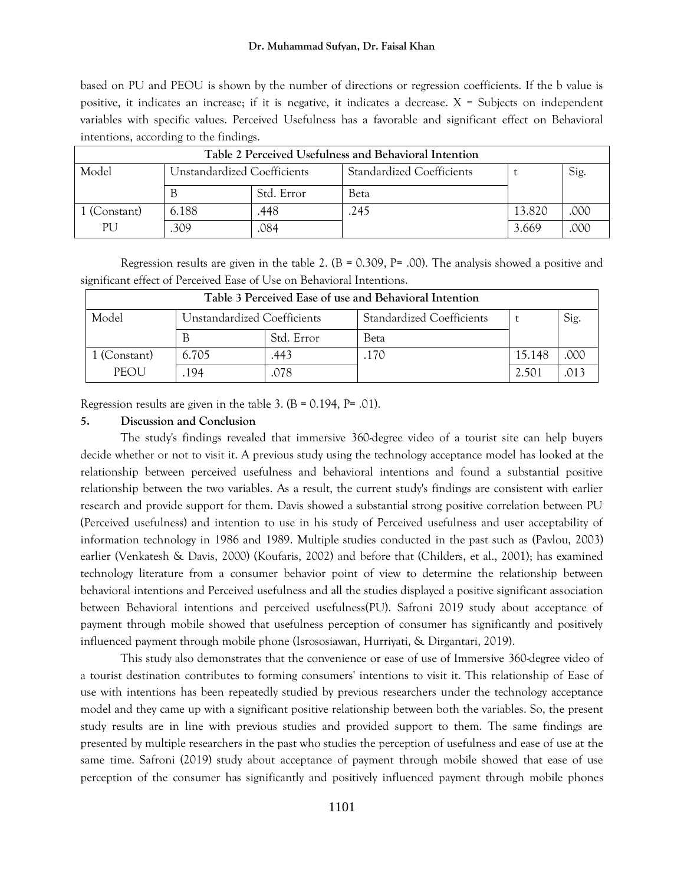based on PU and PEOU is shown by the number of directions or regression coefficients. If the b value is positive, it indicates an increase; if it is negative, it indicates a decrease. X = Subjects on independent variables with specific values. Perceived Usefulness has a favorable and significant effect on Behavioral intentions, according to the findings.

| Table 2 Perceived Usefulness and Behavioral Intention | | | | | |
|---|---|---|---|---|---|
| Model | Unstandardized Coefficients | | Standardized Coefficients | t | Sig. |
| | B | Std. Error | Beta | | |
| 1 (Constant) | 6.188 | .448 | .245 | 13.820 | .000 |
| PU | .309 | .084 | | 3.669 | .000 |

Regression results are given in the table 2. (B = 0.309, P= .00). The analysis showed a positive and significant effect of Perceived Ease of Use on Behavioral Intentions.

| Table 3 Perceived Ease of use and Behavioral Intention | | | | | |
|---|---|---|---|---|---|
| Model | Unstandardized Coefficients | | Standardized Coefficients | t | Sig. |
| | B | Std. Error | Beta | | |
| 1 (Constant) | 6.705 | .443 | .170 | 15.148 | .000 |
| PEOU | .194 | .078 | | 2.501 | .013 |

Regression results are given in the table 3. (B = 0.194, P= .01).

## 5. Discussion and Conclusion

The study's findings revealed that immersive 360-degree video of a tourist site can help buyers decide whether or not to visit it. A previous study using the technology acceptance model has looked at the relationship between perceived usefulness and behavioral intentions and found a substantial positive relationship between the two variables. As a result, the current study's findings are consistent with earlier research and provide support for them. Davis showed a substantial strong positive correlation between PU (Perceived usefulness) and intention to use in his study of Perceived usefulness and user acceptability of information technology in 1986 and 1989. Multiple studies conducted in the past such as (Pavlou, 2003) earlier (Venkatesh & Davis, 2000) (Koufaris, 2002) and before that (Childers, et al., 2001); has examined technology literature from a consumer behavior point of view to determine the relationship between behavioral intentions and Perceived usefulness and all the studies displayed a positive significant association between Behavioral intentions and perceived usefulness(PU). Safroni 2019 study about acceptance of payment through mobile showed that usefulness perception of consumer has significantly and positively influenced payment through mobile phone (Isrososiawan, Hurriyati, & Dirgantari, 2019).

This study also demonstrates that the convenience or ease of use of Immersive 360-degree video of a tourist destination contributes to forming consumers' intentions to visit it. This relationship of Ease of use with intentions has been repeatedly studied by previous researchers under the technology acceptance model and they came up with a significant positive relationship between both the variables. So, the present study results are in line with previous studies and provided support to them. The same findings are presented by multiple researchers in the past who studies the perception of usefulness and ease of use at the same time. Safroni (2019) study about acceptance of payment through mobile showed that ease of use perception of the consumer has significantly and positively influenced payment through mobile phones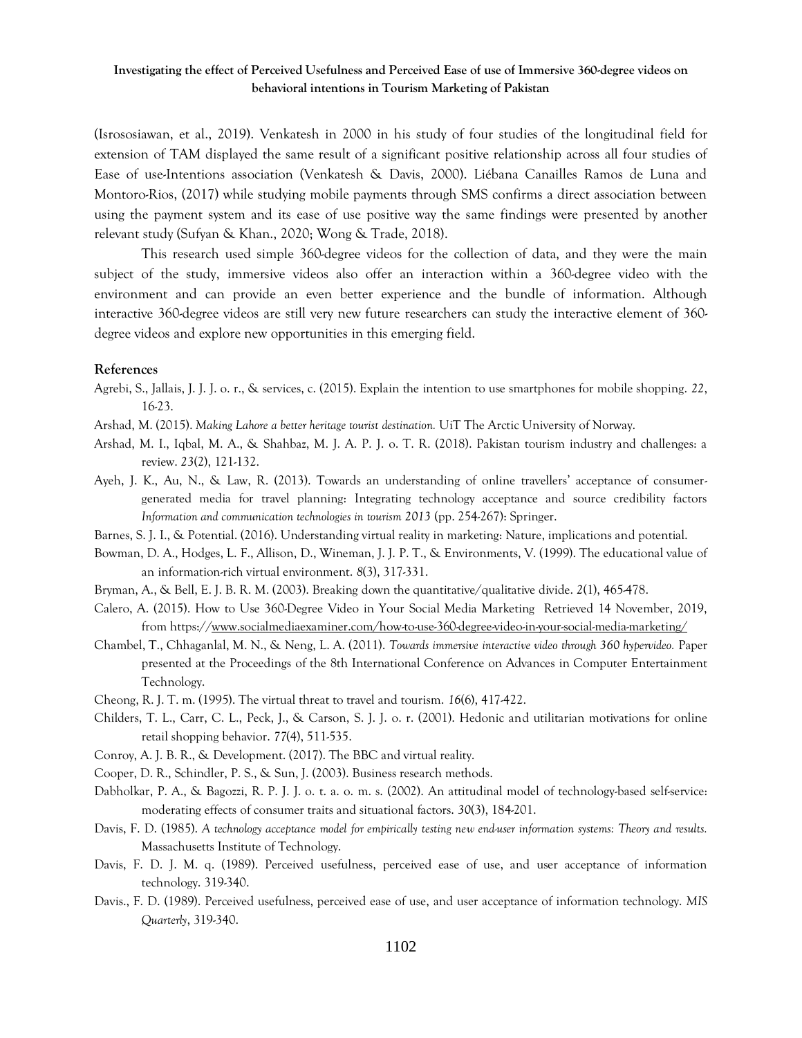(Isrososiawan, et al., 2019). Venkatesh in 2000 in his study of four studies of the longitudinal field for extension of TAM displayed the same result of a significant positive relationship across all four studies of Ease of use-Intentions association (Venkatesh & Davis, 2000). Liébana Canailles Ramos de Luna and Montoro-Rios, (2017) while studying mobile payments through SMS confirms a direct association between using the payment system and its ease of use positive way the same findings were presented by another relevant study (Sufyan & Khan., 2020; Wong & Trade, 2018).

This research used simple 360-degree videos for the collection of data, and they were the main subject of the study, immersive videos also offer an interaction within a 360-degree video with the environment and can provide an even better experience and the bundle of information. Although interactive 360-degree videos are still very new future researchers can study the interactive element of 360-degree videos and explore new opportunities in this emerging field.

### References

Agrebi, S., Jallais, J. J. J. o. r., & services, c. (2015). Explain the intention to use smartphones for mobile shopping. *22*, 16-23.

Arshad, M. (2015). *Making Lahore a better heritage tourist destination.* UiT The Arctic University of Norway.

Arshad, M. I., Iqbal, M. A., & Shahbaz, M. J. A. P. J. o. T. R. (2018). Pakistan tourism industry and challenges: a review. *23*(2), 121-132.

Ayeh, J. K., Au, N., & Law, R. (2013). Towards an understanding of online travellers' acceptance of consumer-generated media for travel planning: Integrating technology acceptance and source credibility factors *Information and communication technologies in tourism 2013* (pp. 254-267): Springer.

Barnes, S. J. I., & Potential. (2016). Understanding virtual reality in marketing: Nature, implications and potential.

Bowman, D. A., Hodges, L. F., Allison, D., Wineman, J. J. P. T., & Environments, V. (1999). The educational value of an information-rich virtual environment. *8*(3), 317-331.

Bryman, A., & Bell, E. J. B. R. M. (2003). Breaking down the quantitative/qualitative divide. *2*(1), 465-478.

Calero, A. (2015). How to Use 360-Degree Video in Your Social Media Marketing Retrieved 14 November, 2019, from https://www.socialmediaexaminer.com/how-to-use-360-degree-video-in-your-social-media-marketing/

Chambel, T., Chhaganlal, M. N., & Neng, L. A. (2011). *Towards immersive interactive video through 360 hypervideo.* Paper presented at the Proceedings of the 8th International Conference on Advances in Computer Entertainment Technology.

Cheong, R. J. T. m. (1995). The virtual threat to travel and tourism. *16*(6), 417-422.

Childers, T. L., Carr, C. L., Peck, J., & Carson, S. J. J. o. r. (2001). Hedonic and utilitarian motivations for online retail shopping behavior. *77*(4), 511-535.

Conroy, A. J. B. R., & Development. (2017). The BBC and virtual reality.

Cooper, D. R., Schindler, P. S., & Sun, J. (2003). Business research methods.

Dabholkar, P. A., & Bagozzi, R. P. J. J. o. t. a. o. m. s. (2002). An attitudinal model of technology-based self-service: moderating effects of consumer traits and situational factors. *30*(3), 184-201.

Davis, F. D. (1985). *A technology acceptance model for empirically testing new end-user information systems: Theory and results.* Massachusetts Institute of Technology.

Davis, F. D. J. M. q. (1989). Perceived usefulness, perceived ease of use, and user acceptance of information technology. 319-340.

Davis., F. D. (1989). Perceived usefulness, perceived ease of use, and user acceptance of information technology. *MIS Quarterly*, 319-340.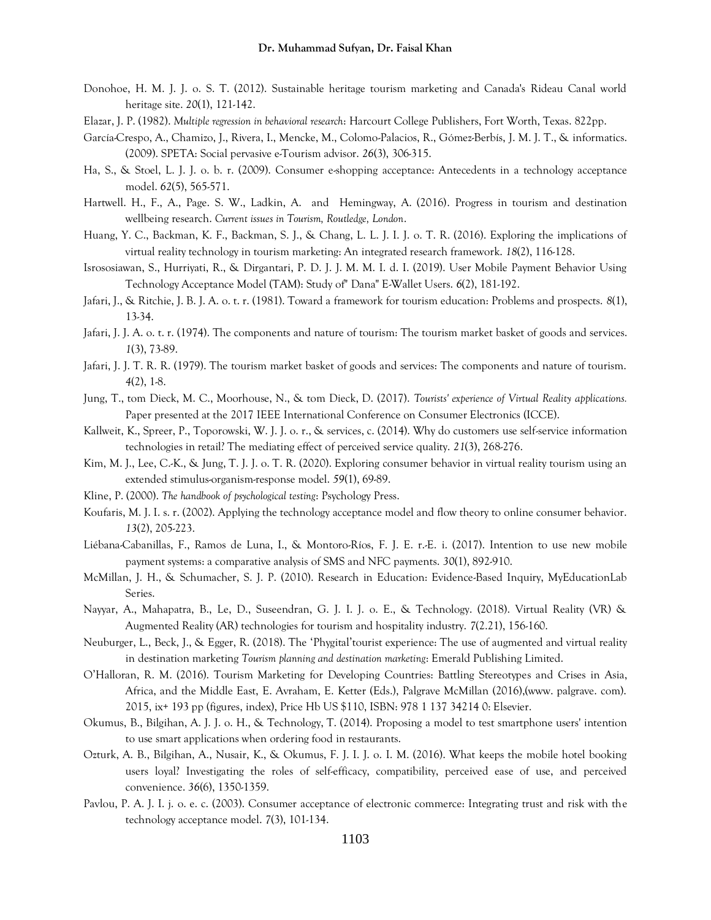Donohoe, H. M. J. J. o. S. T. (2012). Sustainable heritage tourism marketing and Canada's Rideau Canal world heritage site. *20*(1), 121-142.

Elazar, J. P. (1982). *Multiple regression in behavioral research*: Harcourt College Publishers, Fort Worth, Texas. 822pp.

García-Crespo, A., Chamizo, J., Rivera, I., Mencke, M., Colomo-Palacios, R., Gómez-Berbís, J. M. J. T., & informatics. (2009). SPETA: Social pervasive e-Tourism advisor. *26*(3), 306-315.

Ha, S., & Stoel, L. J. J. o. b. r. (2009). Consumer e-shopping acceptance: Antecedents in a technology acceptance model. *62*(5), 565-571.

Hartwell. H., F., A., Page. S. W., Ladkin, A. and Hemingway, A. (2016). Progress in tourism and destination wellbeing research. *Current issues in Tourism, Routledge, London*.

Huang, Y. C., Backman, K. F., Backman, S. J., & Chang, L. L. J. I. J. o. T. R. (2016). Exploring the implications of virtual reality technology in tourism marketing: An integrated research framework. *18*(2), 116-128.

Isrososiawan, S., Hurriyati, R., & Dirgantari, P. D. J. J. M. M. I. d. I. (2019). User Mobile Payment Behavior Using Technology Acceptance Model (TAM): Study of" Dana" E-Wallet Users. *6*(2), 181-192.

Jafari, J., & Ritchie, J. B. J. A. o. t. r. (1981). Toward a framework for tourism education: Problems and prospects. *8*(1), 13-34.

Jafari, J. J. A. o. t. r. (1974). The components and nature of tourism: The tourism market basket of goods and services. *1*(3), 73-89.

Jafari, J. J. T. R. R. (1979). The tourism market basket of goods and services: The components and nature of tourism. *4*(2), 1-8.

Jung, T., tom Dieck, M. C., Moorhouse, N., & tom Dieck, D. (2017). *Tourists' experience of Virtual Reality applications.* Paper presented at the 2017 IEEE International Conference on Consumer Electronics (ICCE).

Kallweit, K., Spreer, P., Toporowski, W. J. J. o. r., & services, c. (2014). Why do customers use self-service information technologies in retail? The mediating effect of perceived service quality. *21*(3), 268-276.

Kim, M. J., Lee, C.-K., & Jung, T. J. J. o. T. R. (2020). Exploring consumer behavior in virtual reality tourism using an extended stimulus-organism-response model. *59*(1), 69-89.

Kline, P. (2000). *The handbook of psychological testing*: Psychology Press.

Koufaris, M. J. I. s. r. (2002). Applying the technology acceptance model and flow theory to online consumer behavior. *13*(2), 205-223.

Liébana-Cabanillas, F., Ramos de Luna, I., & Montoro-Ríos, F. J. E. r.-E. i. (2017). Intention to use new mobile payment systems: a comparative analysis of SMS and NFC payments. *30*(1), 892-910.

McMillan, J. H., & Schumacher, S. J. P. (2010). Research in Education: Evidence-Based Inquiry, MyEducationLab Series.

Nayyar, A., Mahapatra, B., Le, D., Suseendran, G. J. I. J. o. E., & Technology. (2018). Virtual Reality (VR) & Augmented Reality (AR) technologies for tourism and hospitality industry. *7*(2.21), 156-160.

Neuburger, L., Beck, J., & Egger, R. (2018). The 'Phygital'tourist experience: The use of augmented and virtual reality in destination marketing *Tourism planning and destination marketing*: Emerald Publishing Limited.

O'Halloran, R. M. (2016). Tourism Marketing for Developing Countries: Battling Stereotypes and Crises in Asia, Africa, and the Middle East, E. Avraham, E. Ketter (Eds.), Palgrave McMillan (2016),(www. palgrave. com). 2015, ix+ 193 pp (figures, index), Price Hb US $110, ISBN: 978 1 137 34214 0: Elsevier.

Okumus, B., Bilgihan, A. J. J. o. H., & Technology, T. (2014). Proposing a model to test smartphone users' intention to use smart applications when ordering food in restaurants.

Ozturk, A. B., Bilgihan, A., Nusair, K., & Okumus, F. J. I. J. o. I. M. (2016). What keeps the mobile hotel booking users loyal? Investigating the roles of self-efficacy, compatibility, perceived ease of use, and perceived convenience. *36*(6), 1350-1359.

Pavlou, P. A. J. I. j. o. e. c. (2003). Consumer acceptance of electronic commerce: Integrating trust and risk with the technology acceptance model. *7*(3), 101-134.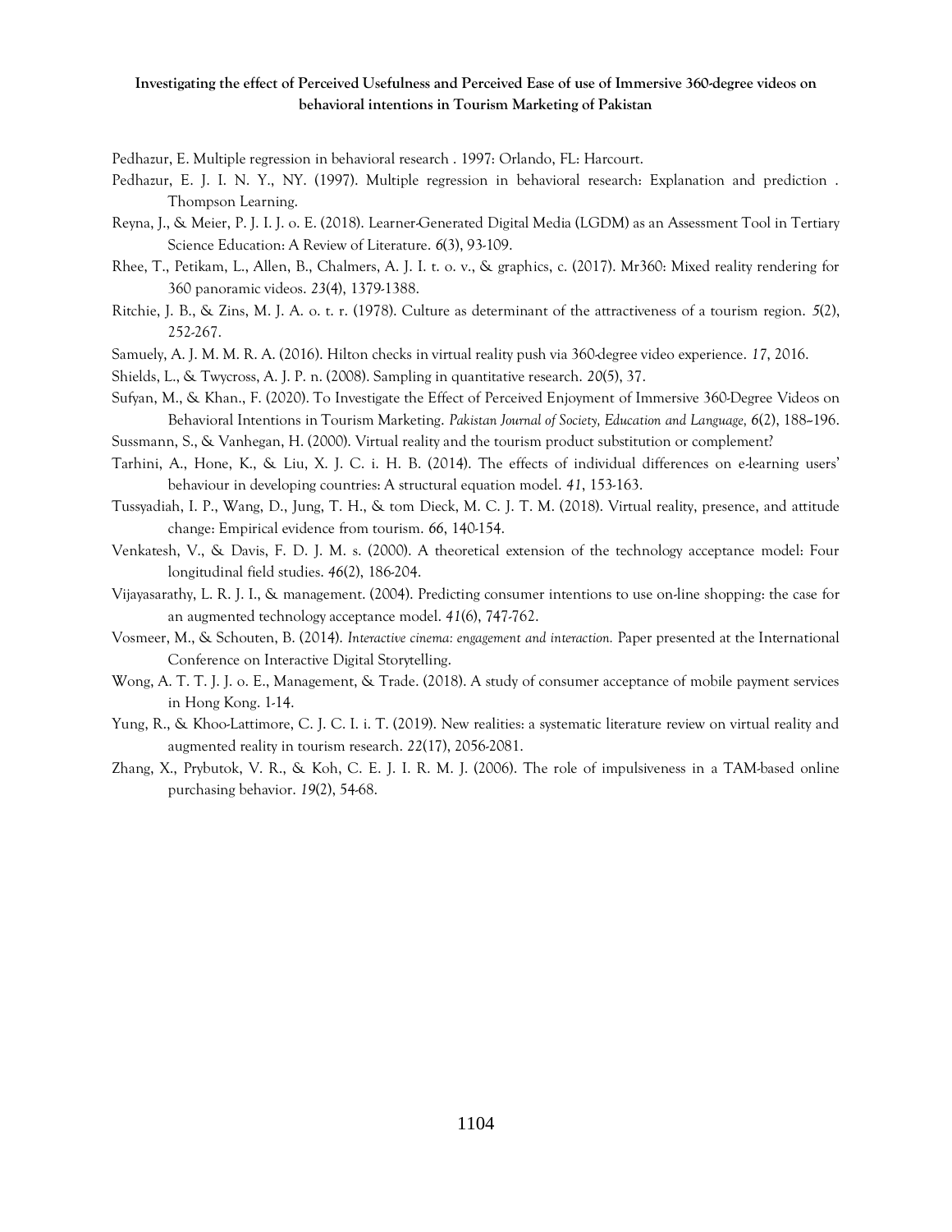Pedhazur, E. Multiple regression in behavioral research . 1997: Orlando, FL: Harcourt.

Pedhazur, E. J. I. N. Y., NY. (1997). Multiple regression in behavioral research: Explanation and prediction . Thompson Learning.

Reyna, J., & Meier, P. J. I. J. o. E. (2018). Learner-Generated Digital Media (LGDM) as an Assessment Tool in Tertiary Science Education: A Review of Literature. *6*(3), 93-109.

Rhee, T., Petikam, L., Allen, B., Chalmers, A. J. I. t. o. v., & graphics, c. (2017). Mr360: Mixed reality rendering for 360 panoramic videos. *23*(4), 1379-1388.

Ritchie, J. B., & Zins, M. J. A. o. t. r. (1978). Culture as determinant of the attractiveness of a tourism region. *5*(2), 252-267.

Samuely, A. J. M. M. R. A. (2016). Hilton checks in virtual reality push via 360-degree video experience. *17*, 2016.

Shields, L., & Twycross, A. J. P. n. (2008). Sampling in quantitative research. *20*(5), 37.

Sufyan, M., & Khan., F. (2020). To Investigate the Effect of Perceived Enjoyment of Immersive 360-Degree Videos on Behavioral Intentions in Tourism Marketing. *Pakistan Journal of Society, Education and Language,* 6(2), 188--196.

Sussmann, S., & Vanhegan, H. (2000). Virtual reality and the tourism product substitution or complement?

Tarhini, A., Hone, K., & Liu, X. J. C. i. H. B. (2014). The effects of individual differences on e-learning users' behaviour in developing countries: A structural equation model. *41*, 153-163.

Tussyadiah, I. P., Wang, D., Jung, T. H., & tom Dieck, M. C. J. T. M. (2018). Virtual reality, presence, and attitude change: Empirical evidence from tourism. *66*, 140-154.

Venkatesh, V., & Davis, F. D. J. M. s. (2000). A theoretical extension of the technology acceptance model: Four longitudinal field studies. *46*(2), 186-204.

Vijayasarathy, L. R. J. I., & management. (2004). Predicting consumer intentions to use on-line shopping: the case for an augmented technology acceptance model. *41*(6), 747-762.

Vosmeer, M., & Schouten, B. (2014). *Interactive cinema: engagement and interaction.* Paper presented at the International Conference on Interactive Digital Storytelling.

Wong, A. T. T. J. J. o. E., Management, & Trade. (2018). A study of consumer acceptance of mobile payment services in Hong Kong. 1-14.

Yung, R., & Khoo-Lattimore, C. J. C. I. i. T. (2019). New realities: a systematic literature review on virtual reality and augmented reality in tourism research. *22*(17), 2056-2081.

Zhang, X., Prybutok, V. R., & Koh, C. E. J. I. R. M. J. (2006). The role of impulsiveness in a TAM-based online purchasing behavior. *19*(2), 54-68.